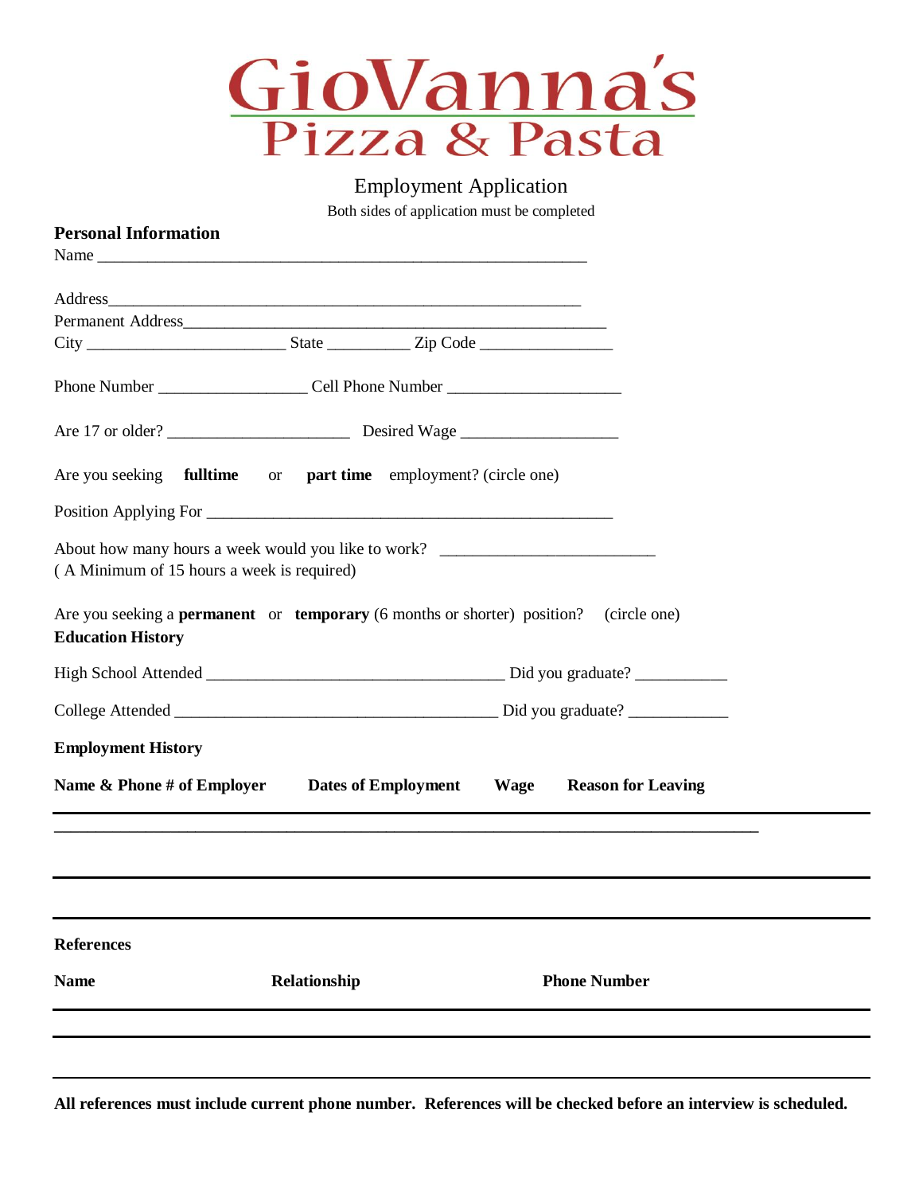# GioVanna's Pizza & Pasta

## Employment Application

Both sides of application must be completed

**Personal Information**

Name ___________________________________________________________

Address_________________________________________________________

Permanent Address_______________________________________________

City _______________________ State __________ Zip Code ________________

Phone Number _________________ Cell Phone Number ____________________

Are 17 or older? _____________________ Desired Wage __________________

Are you seeking **fulltime** or **part time** employment? (circle one)

Position Applying For ______________________________________________

About how many hours a week would you like to work? ________________________
( A Minimum of 15 hours a week is required)

Are you seeking a **permanent** or **temporary** (6 months or shorter) position? (circle one)

**Education History**

High School Attended ___________________________________ Did you graduate? ___________

College Attended _______________________________________ Did you graduate? ____________

**Employment History**

| Name & Phone # of Employer | Dates of Employment | Wage | Reason for Leaving |
|---|---|---|---|
| | | | |
| | | | |
| | | | |

**References**

| Name | Relationship | Phone Number |
|---|---|---|
| | | |
| | | |
| | | |

**All references must include current phone number. References will be checked before an interview is scheduled.**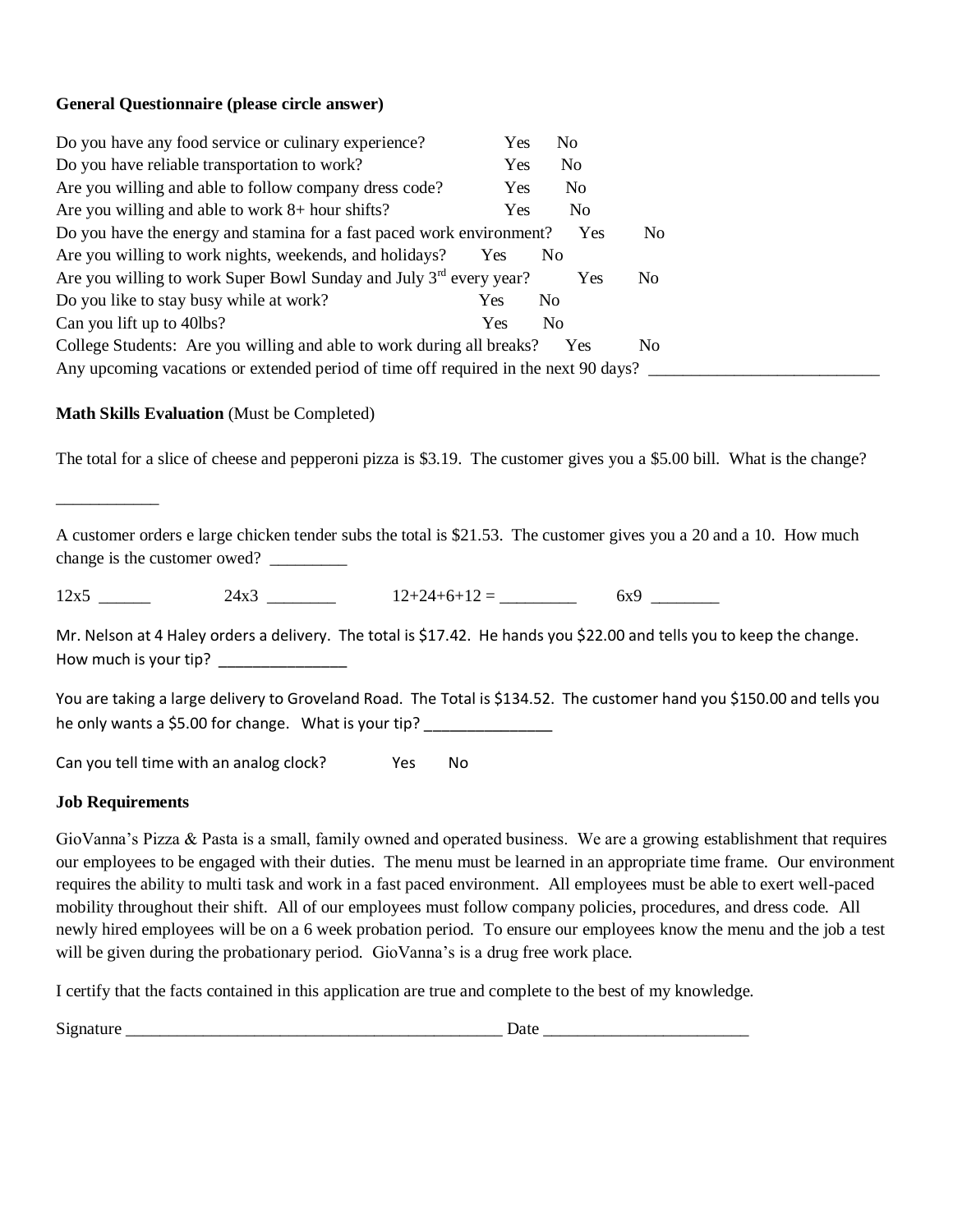**General Questionnaire (please circle answer)**

Do you have any food service or culinary experience? Yes No
Do you have reliable transportation to work? Yes No
Are you willing and able to follow company dress code? Yes No
Are you willing and able to work 8+ hour shifts? Yes No
Do you have the energy and stamina for a fast paced work environment? Yes No
Are you willing to work nights, weekends, and holidays? Yes No
Are you willing to work Super Bowl Sunday and July 3rd every year? Yes No
Do you like to stay busy while at work? Yes No
Can you lift up to 40lbs? Yes No
College Students: Are you willing and able to work during all breaks? Yes No
Any upcoming vacations or extended period of time off required in the next 90 days? ___________________________

**Math Skills Evaluation** (Must be Completed)

The total for a slice of cheese and pepperoni pizza is $3.19. The customer gives you a $5.00 bill. What is the change?

____________

A customer orders e large chicken tender subs the total is $21.53. The customer gives you a 20 and a 10. How much change is the customer owed? _________

12x5 ______ 24x3 ________ 12+24+6+12 = _________ 6x9 ________

Mr. Nelson at 4 Haley orders a delivery. The total is $17.42. He hands you $22.00 and tells you to keep the change. How much is your tip? ________________

You are taking a large delivery to Groveland Road. The Total is $134.52. The customer hand you $150.00 and tells you he only wants a $5.00 for change. What is your tip? _______________

Can you tell time with an analog clock? Yes No

**Job Requirements**

GioVanna's Pizza & Pasta is a small, family owned and operated business. We are a growing establishment that requires our employees to be engaged with their duties. The menu must be learned in an appropriate time frame. Our environment requires the ability to multi task and work in a fast paced environment. All employees must be able to exert well-paced mobility throughout their shift. All of our employees must follow company policies, procedures, and dress code. All newly hired employees will be on a 6 week probation period. To ensure our employees know the menu and the job a test will be given during the probationary period. GioVanna's is a drug free work place.

I certify that the facts contained in this application are true and complete to the best of my knowledge.

Signature ______________________________________________ Date _________________________